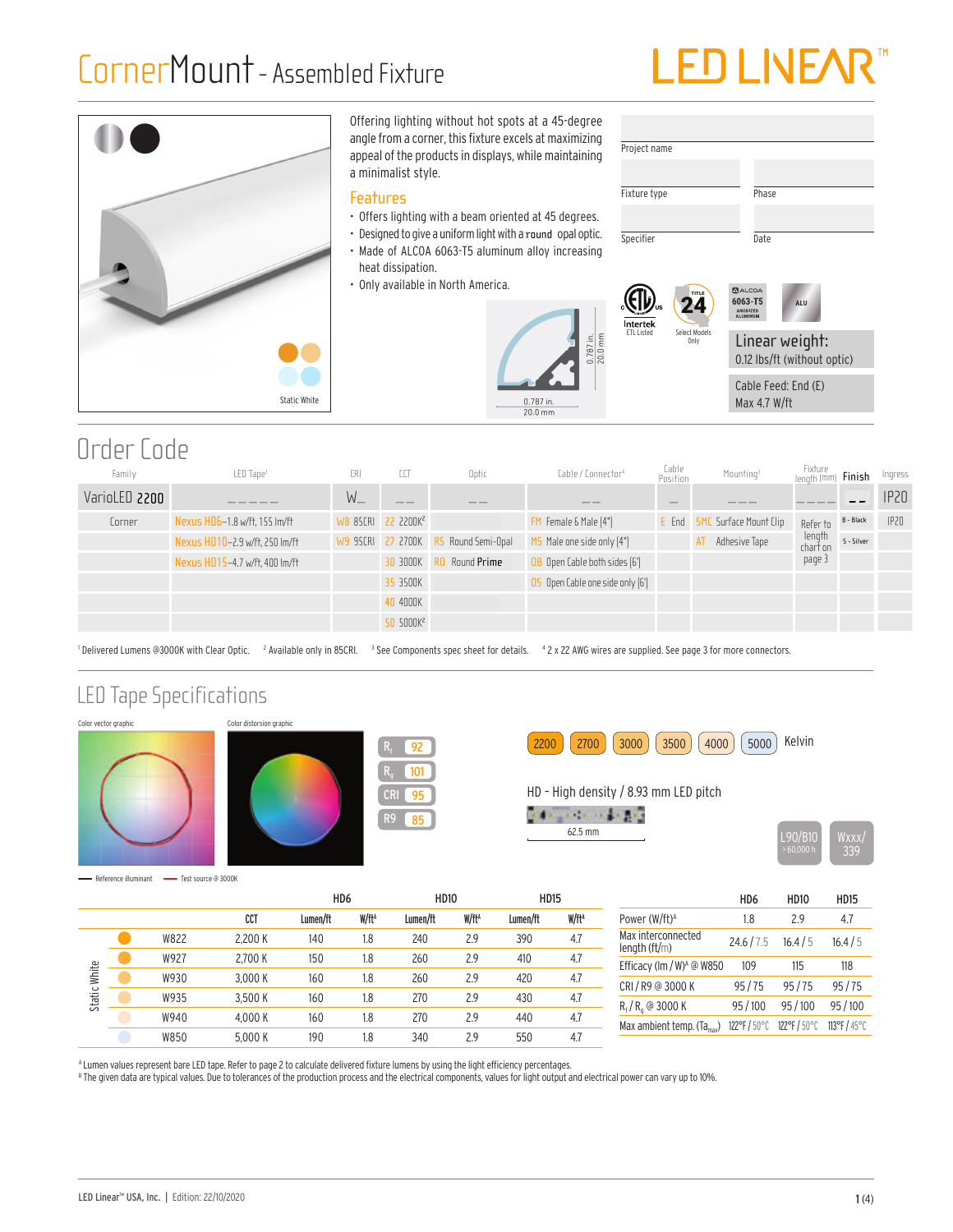# CornerMount - Assembled Fixture

LED LINEAR™

Static White

Offering lighting without hot spots at a 45-degree angle from a corner, this fixture excels at maximizing appeal of the products in displays, while maintaining a minimalist style.

## Features

- Offers lighting with a beam oriented at 45 degrees.
- Designed to give a uniform light with a round opal optic.
- Made of ALCOA 6063-T5 aluminum alloy increasing heat dissipation.
- Only available in North America.

0.787 in. / 20.0 mm
0.787 in. / 20.0 mm

| Project name | |
|---|---|
| Fixture type | Phase |
| Specifier | Date |

Intertek ETL Listed | Title 24 Select Models Only | ALCOA 6063-T5 Anodized Aluminum | ALU

**Linear weight:**
0.12 lbs/ft (without optic)

Cable Feed: End (E)
Max 4.7 W/ft

## Order Code

| Family | LED Tape[1] | CRI | CCT | Optic | Cable / Connector[4] | Cable Position | Mounting[3] | Fixture length (mm) | Finish | Ingress |
|---|---|---|---|---|---|---|---|---|---|---|
| VarioLED 2200 | _ _ _ _ _ | W_ | _ _ | _ _ | _ _ | _ | _ _ _ | _ _ _ _ | _ _ | IP20 |
| Corner | Nexus HD6–1.8 w/ft, 155 lm/ft | W8 85CRI | 22 2200K[2] | | FM Female & Male (4") | E End | SMC Surface Mount Clip | Refer to length chart on page 3 | B - Black | IP20 |
| | Nexus HD10–2.9 w/ft, 250 lm/ft | W9 95CRI | 27 2700K | R5 Round Semi-Opal | MS Male one side only (4") | | AT Adhesive Tape | | S - Silver | |
| | Nexus HD15–4.7 w/ft, 400 lm/ft | | 30 3000K | R0 Round Prime | OB Open Cable both sides (6') | | | | | |
| | | | 35 3500K | | OS Open Cable one side only (6') | | | | | |
| | | | 40 4000K | | | | | | | |
| | | | 50 5000K[2] | | | | | | | |

[1] Delivered Lumens @3000K with Clear Optic. [2] Available only in 85CRI. [3] See Components spec sheet for details. [4] 2 x 22 AWG wires are supplied. See page 3 for more connectors.

## LED Tape Specifications

Color vector graphic | Color distorsion graphic

$R_f$ 92 | $R_g$ 101 | CRI 95 | R9 85

Reference illuminant — Test source @ 3000K

2200 | 2700 | 3000 | 3500 | 4000 | 5000 Kelvin

HD - High density / 8.93 mm LED pitch

62.5 mm

L90/B10 > 60,000 h | Wxxx/339

| | | | HD6 | | HD10 | | HD15 | |
|---|---|---|---|---|---|---|---|---|
| | | CCT | Lumen/ft | W/ft[A] | Lumen/ft | W/ft[A] | Lumen/ft | W/ft[A] |
| Static White | W822 | 2,200 K | 140 | 1.8 | 240 | 2.9 | 390 | 4.7 |
| | W927 | 2,700 K | 150 | 1.8 | 260 | 2.9 | 410 | 4.7 |
| | W930 | 3,000 K | 160 | 1.8 | 260 | 2.9 | 420 | 4.7 |
| | W935 | 3,500 K | 160 | 1.8 | 270 | 2.9 | 430 | 4.7 |
| | W940 | 4,000 K | 160 | 1.8 | 270 | 2.9 | 440 | 4.7 |
| | W850 | 5,000 K | 190 | 1.8 | 340 | 2.9 | 550 | 4.7 |

| | HD6 | HD10 | HD15 |
|---|---|---|---|
| Power (W/ft)[A] | 1.8 | 2.9 | 4.7 |
| Max interconnected length (ft/m) | 24.6 / 7.5 | 16.4 / 5 | 16.4 / 5 |
| Efficacy (lm / W)[A] @ W850 | 109 | 115 | 118 |
| CRI / R9 @ 3000 K | 95 / 75 | 95 / 75 | 95 / 75 |
| $R_f$ / $R_g$ @ 3000 K | 95 / 100 | 95 / 100 | 95 / 100 |
| Max ambient temp. ($Ta_{max}$) | 122°F / 50°C | 122°F / 50°C | 113°F / 45°C |

[A] Lumen values represent bare LED tape. Refer to page 2 to calculate delivered fixture lumens by using the light efficiency percentages.
[B] The given data are typical values. Due to tolerances of the production process and the electrical components, values for light output and electrical power can vary up to 10%.

LED Linear™ USA, Inc. | Edition: 22/10/2020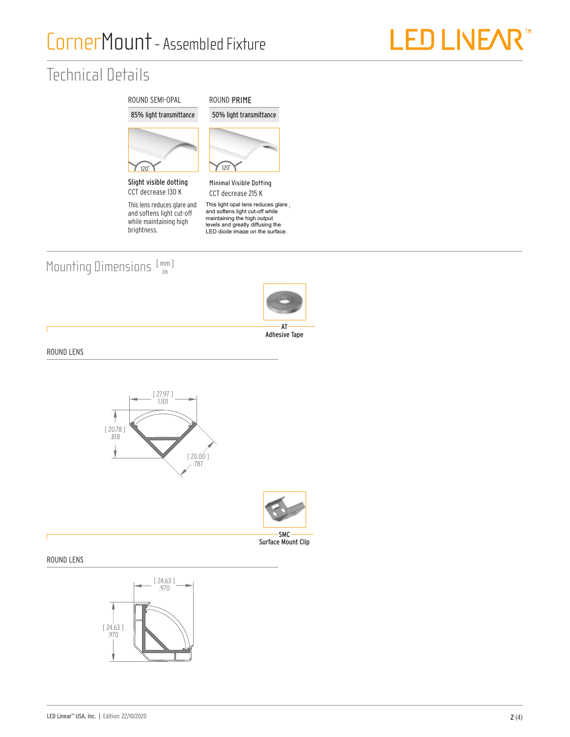# CornerMount - Assembled Fixture

## Technical Details

| ROUND SEMI-OPAL | ROUND PRIME |
|---|---|
| 85% light transmittance | 50% light transmittance |
| 120° | 120° |
| **Slight visible dotting** | Minimal Visible Dotting |
| CCT decrease 130 K | CCT decrease 215 K |
| This lens reduces glare and softens light cut-off while maintaining high brightness. | This light opal lens reduces glare and softens light cut-off while maintaining the high output levels and greatly diffusing the LED diode image on the surface. |

## Mounting Dimensions [mm / in]

**AT**
**Adhesive Tape**

ROUND LENS

[ 27.97 ] 1.101

[ 20.78 ] .818

[ 20.00 ] .787

**SMC**
**Surface Mount Clip**

ROUND LENS

[ 24.63 ] .970

[ 24.63 ] .970

LED Linear™ USA, Inc. | Edition: 22/10/2020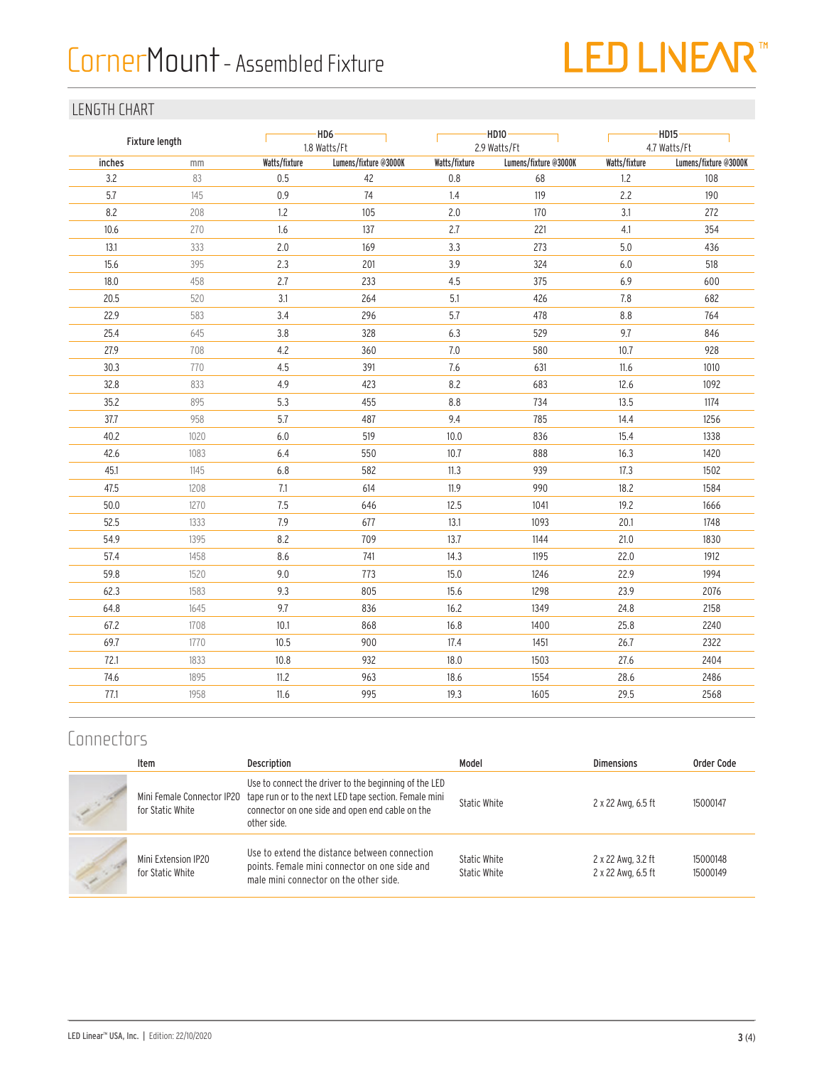# CornerMount - Assembled Fixture

## LENGTH CHART

| Fixture length | | HD6 1.8 Watts/Ft | | HD10 2.9 Watts/Ft | | HD15 4.7 Watts/Ft | |
|---|---|---|---|---|---|---|---|
| inches | mm | Watts/fixture | Lumens/fixture @3000K | Watts/fixture | Lumens/fixture @3000K | Watts/fixture | Lumens/fixture @3000K |
| 3.2 | 83 | 0.5 | 42 | 0.8 | 68 | 1.2 | 108 |
| 5.7 | 145 | 0.9 | 74 | 1.4 | 119 | 2.2 | 190 |
| 8.2 | 208 | 1.2 | 105 | 2.0 | 170 | 3.1 | 272 |
| 10.6 | 270 | 1.6 | 137 | 2.7 | 221 | 4.1 | 354 |
| 13.1 | 333 | 2.0 | 169 | 3.3 | 273 | 5.0 | 436 |
| 15.6 | 395 | 2.3 | 201 | 3.9 | 324 | 6.0 | 518 |
| 18.0 | 458 | 2.7 | 233 | 4.5 | 375 | 6.9 | 600 |
| 20.5 | 520 | 3.1 | 264 | 5.1 | 426 | 7.8 | 682 |
| 22.9 | 583 | 3.4 | 296 | 5.7 | 478 | 8.8 | 764 |
| 25.4 | 645 | 3.8 | 328 | 6.3 | 529 | 9.7 | 846 |
| 27.9 | 708 | 4.2 | 360 | 7.0 | 580 | 10.7 | 928 |
| 30.3 | 770 | 4.5 | 391 | 7.6 | 631 | 11.6 | 1010 |
| 32.8 | 833 | 4.9 | 423 | 8.2 | 683 | 12.6 | 1092 |
| 35.2 | 895 | 5.3 | 455 | 8.8 | 734 | 13.5 | 1174 |
| 37.7 | 958 | 5.7 | 487 | 9.4 | 785 | 14.4 | 1256 |
| 40.2 | 1020 | 6.0 | 519 | 10.0 | 836 | 15.4 | 1338 |
| 42.6 | 1083 | 6.4 | 550 | 10.7 | 888 | 16.3 | 1420 |
| 45.1 | 1145 | 6.8 | 582 | 11.3 | 939 | 17.3 | 1502 |
| 47.5 | 1208 | 7.1 | 614 | 11.9 | 990 | 18.2 | 1584 |
| 50.0 | 1270 | 7.5 | 646 | 12.5 | 1041 | 19.2 | 1666 |
| 52.5 | 1333 | 7.9 | 677 | 13.1 | 1093 | 20.1 | 1748 |
| 54.9 | 1395 | 8.2 | 709 | 13.7 | 1144 | 21.0 | 1830 |
| 57.4 | 1458 | 8.6 | 741 | 14.3 | 1195 | 22.0 | 1912 |
| 59.8 | 1520 | 9.0 | 773 | 15.0 | 1246 | 22.9 | 1994 |
| 62.3 | 1583 | 9.3 | 805 | 15.6 | 1298 | 23.9 | 2076 |
| 64.8 | 1645 | 9.7 | 836 | 16.2 | 1349 | 24.8 | 2158 |
| 67.2 | 1708 | 10.1 | 868 | 16.8 | 1400 | 25.8 | 2240 |
| 69.7 | 1770 | 10.5 | 900 | 17.4 | 1451 | 26.7 | 2322 |
| 72.1 | 1833 | 10.8 | 932 | 18.0 | 1503 | 27.6 | 2404 |
| 74.6 | 1895 | 11.2 | 963 | 18.6 | 1554 | 28.6 | 2486 |
| 77.1 | 1958 | 11.6 | 995 | 19.3 | 1605 | 29.5 | 2568 |

## Connectors

| Item | Description | Model | Dimensions | Order Code |
|---|---|---|---|---|
| Mini Female Connector IP20 for Static White | Use to connect the driver to the beginning of the LED tape run or to the next LED tape section. Female mini connector on one side and open end cable on the other side. | Static White | 2 x 22 Awg, 6.5 ft | 15000147 |
| Mini Extension IP20 for Static White | Use to extend the distance between connection points. Female mini connector on one side and male mini connector on the other side. | Static White<br>Static White | 2 x 22 Awg, 3.2 ft<br>2 x 22 Awg, 6.5 ft | 15000148<br>15000149 |

LED Linear™ USA, Inc. | Edition: 22/10/2020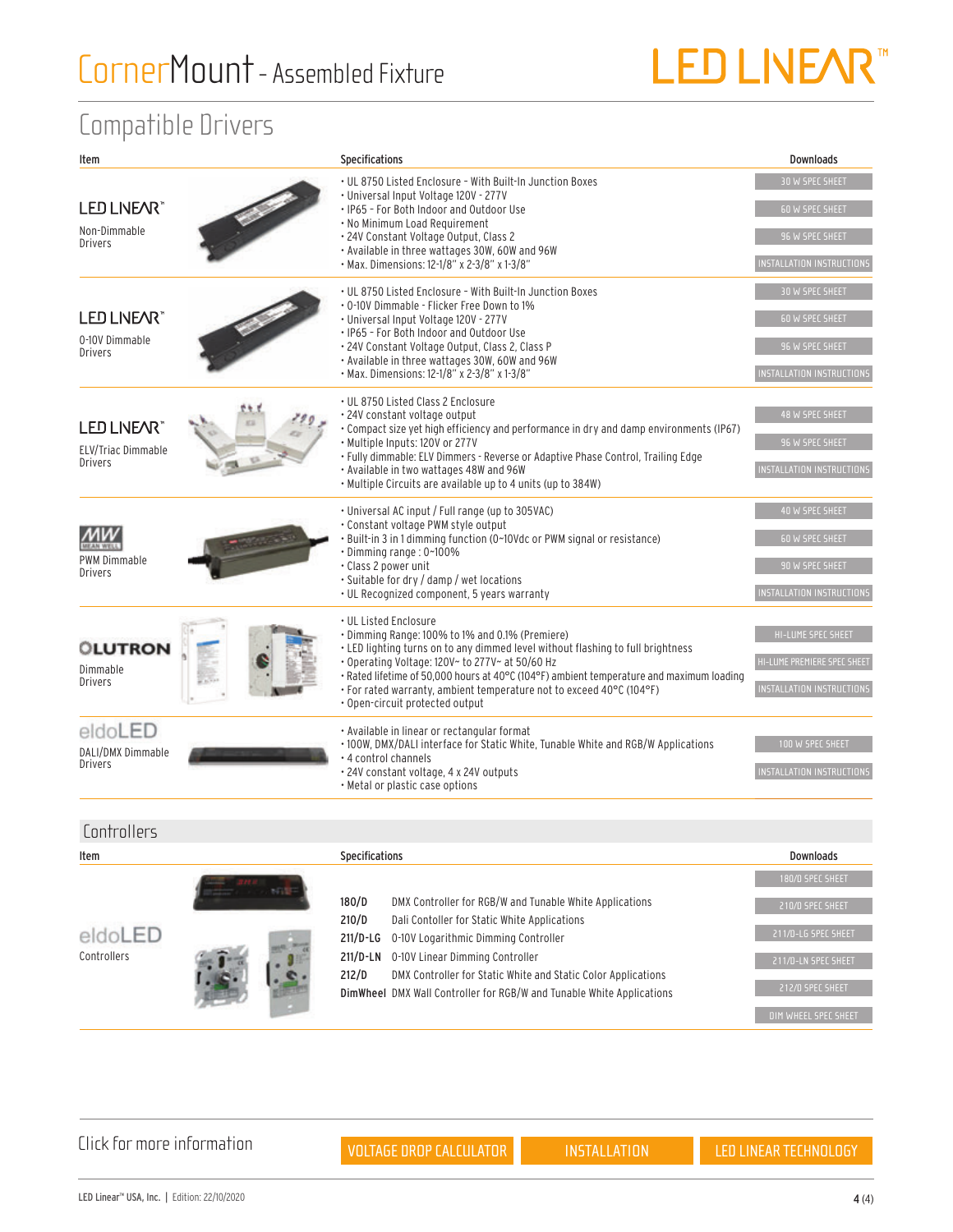# CornerMount - Assembled Fixture

## Compatible Drivers

| Item | Specifications | Downloads |
|---|---|---|
| LED LINEAR™ Non-Dimmable Drivers | • UL 8750 Listed Enclosure - With Built-In Junction Boxes<br>• Universal Input Voltage 120V - 277V<br>• IP65 - For Both Indoor and Outdoor Use<br>• No Minimum Load Requirement<br>• 24V Constant Voltage Output, Class 2<br>• Available in three wattages 30W, 60W and 96W<br>• Max. Dimensions: 12-1/8" x 2-3/8" x 1-3/8" | 30 W SPEC SHEET<br>60 W SPEC SHEET<br>96 W SPEC SHEET<br>INSTALLATION INSTRUCTIONS |
| LED LINEAR™ 0-10V Dimmable Drivers | • UL 8750 Listed Enclosure - With Built-In Junction Boxes<br>• 0-10V Dimmable - Flicker Free Down to 1%<br>• Universal Input Voltage 120V - 277V<br>• IP65 - For Both Indoor and Outdoor Use<br>• 24V Constant Voltage Output, Class 2, Class P<br>• Available in three wattages 30W, 60W and 96W<br>• Max. Dimensions: 12-1/8" x 2-3/8" x 1-3/8" | 30 W SPEC SHEET<br>60 W SPEC SHEET<br>96 W SPEC SHEET<br>INSTALLATION INSTRUCTIONS |
| LED LINEAR™ ELV/Triac Dimmable Drivers | • UL 8750 Listed Class 2 Enclosure<br>• 24V constant voltage output<br>• Compact size yet high efficiency and performance in dry and damp environments (IP67)<br>• Multiple Inputs: 120V or 277V<br>• Fully dimmable: ELV Dimmers - Reverse or Adaptive Phase Control, Trailing Edge<br>• Available in two wattages 48W and 96W<br>• Multiple Circuits are available up to 4 units (up to 384W) | 48 W SPEC SHEET<br>96 W SPEC SHEET<br>INSTALLATION INSTRUCTIONS |
| MEAN WELL PWM Dimmable Drivers | • Universal AC input / Full range (up to 305VAC)<br>• Constant voltage PWM style output<br>• Built-in 3 in 1 dimming function (0~10Vdc or PWM signal or resistance)<br>• Dimming range : 0~100%<br>• Class 2 power unit<br>• Suitable for dry / damp / wet locations<br>• UL Recognized component, 5 years warranty | 40 W SPEC SHEET<br>60 W SPEC SHEET<br>90 W SPEC SHEET<br>INSTALLATION INSTRUCTIONS |
| LUTRON Dimmable Drivers | • UL Listed Enclosure<br>• Dimming Range: 100% to 1% and 0.1% (Premiere)<br>• LED lighting turns on to any dimmed level without flashing to full brightness<br>• Operating Voltage: 120V~ to 277V~ at 50/60 Hz<br>• Rated lifetime of 50,000 hours at 40°C (104°F) ambient temperature and maximum loading<br>• For rated warranty, ambient temperature not to exceed 40°C (104°F)<br>• Open-circuit protected output | HI-LUME SPEC SHEET<br>HI-LUME PREMIERE SPEC SHEET<br>INSTALLATION INSTRUCTIONS |
| eldoLED DALI/DMX Dimmable Drivers | • Available in linear or rectangular format<br>• 100W, DMX/DALI interface for Static White, Tunable White and RGB/W Applications<br>• 4 control channels<br>• 24V constant voltage, 4 x 24V outputs<br>• Metal or plastic case options | 100 W SPEC SHEET<br>INSTALLATION INSTRUCTIONS |

## Controllers

| Item | Specifications | Downloads |
|---|---|---|
| eldoLED Controllers | **180/D** DMX Controller for RGB/W and Tunable White Applications<br>**210/D** Dali Contoller for Static White Applications<br>**211/D-LG** 0-10V Logarithmic Dimming Controller<br>**211/D-LN** 0-10V Linear Dimming Controller<br>**212/D** DMX Controller for Static White and Static Color Applications<br>**DimWheel** DMX Wall Controller for RGB/W and Tunable White Applications | 180/D SPEC SHEET<br>210/D SPEC SHEET<br>211/D-LG SPEC SHEET<br>211/D-LN SPEC SHEET<br>212/D SPEC SHEET<br>DIM WHEEL SPEC SHEET |

Click for more information

VOLTAGE DROP CALCULATOR | INSTALLATION | LED LINEAR TECHNOLOGY

LED Linear™ USA, Inc. | Edition: 22/10/2020